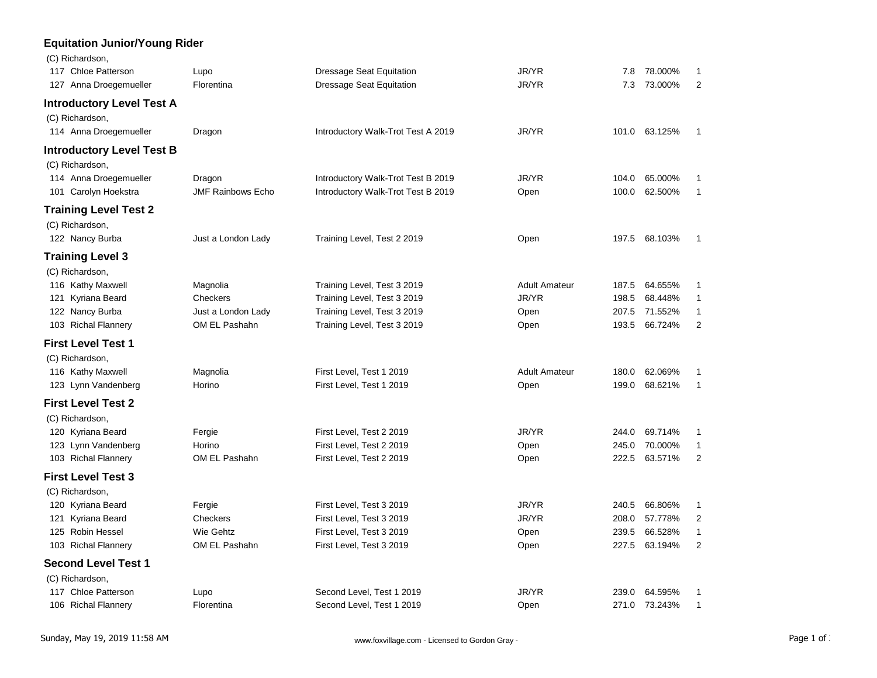## Equitation Junior/Young Rider

(C) Richardson,

| No. | Rider | Horse | Test | Division | Score | Percent | Place |
|---|---|---|---|---|---|---|---|
| 117 | Chloe Patterson | Lupo | Dressage Seat Equitation | JR/YR | 7.8 | 78.000% | 1 |
| 127 | Anna Droegemueller | Florentina | Dressage Seat Equitation | JR/YR | 7.3 | 73.000% | 2 |

## Introductory Level Test A

(C) Richardson,

| No. | Rider | Horse | Test | Division | Score | Percent | Place |
|---|---|---|---|---|---|---|---|
| 114 | Anna Droegemueller | Dragon | Introductory Walk-Trot Test A 2019 | JR/YR | 101.0 | 63.125% | 1 |

## Introductory Level Test B

(C) Richardson,

| No. | Rider | Horse | Test | Division | Score | Percent | Place |
|---|---|---|---|---|---|---|---|
| 114 | Anna Droegemueller | Dragon | Introductory Walk-Trot Test B 2019 | JR/YR | 104.0 | 65.000% | 1 |
| 101 | Carolyn Hoekstra | JMF Rainbows Echo | Introductory Walk-Trot Test B 2019 | Open | 100.0 | 62.500% | 1 |

## Training Level Test 2

(C) Richardson,

| No. | Rider | Horse | Test | Division | Score | Percent | Place |
|---|---|---|---|---|---|---|---|
| 122 | Nancy Burba | Just a London Lady | Training Level, Test 2 2019 | Open | 197.5 | 68.103% | 1 |

## Training Level 3

(C) Richardson,

| No. | Rider | Horse | Test | Division | Score | Percent | Place |
|---|---|---|---|---|---|---|---|
| 116 | Kathy Maxwell | Magnolia | Training Level, Test 3 2019 | Adult Amateur | 187.5 | 64.655% | 1 |
| 121 | Kyriana Beard | Checkers | Training Level, Test 3 2019 | JR/YR | 198.5 | 68.448% | 1 |
| 122 | Nancy Burba | Just a London Lady | Training Level, Test 3 2019 | Open | 207.5 | 71.552% | 1 |
| 103 | Richal Flannery | OM EL Pashahn | Training Level, Test 3 2019 | Open | 193.5 | 66.724% | 2 |

## First Level Test 1

(C) Richardson,

| No. | Rider | Horse | Test | Division | Score | Percent | Place |
|---|---|---|---|---|---|---|---|
| 116 | Kathy Maxwell | Magnolia | First Level, Test 1 2019 | Adult Amateur | 180.0 | 62.069% | 1 |
| 123 | Lynn Vandenberg | Horino | First Level, Test 1 2019 | Open | 199.0 | 68.621% | 1 |

## First Level Test 2

(C) Richardson,

| No. | Rider | Horse | Test | Division | Score | Percent | Place |
|---|---|---|---|---|---|---|---|
| 120 | Kyriana Beard | Fergie | First Level, Test 2 2019 | JR/YR | 244.0 | 69.714% | 1 |
| 123 | Lynn Vandenberg | Horino | First Level, Test 2 2019 | Open | 245.0 | 70.000% | 1 |
| 103 | Richal Flannery | OM EL Pashahn | First Level, Test 2 2019 | Open | 222.5 | 63.571% | 2 |

## First Level Test 3

(C) Richardson,

| No. | Rider | Horse | Test | Division | Score | Percent | Place |
|---|---|---|---|---|---|---|---|
| 120 | Kyriana Beard | Fergie | First Level, Test 3 2019 | JR/YR | 240.5 | 66.806% | 1 |
| 121 | Kyriana Beard | Checkers | First Level, Test 3 2019 | JR/YR | 208.0 | 57.778% | 2 |
| 125 | Robin Hessel | Wie Gehtz | First Level, Test 3 2019 | Open | 239.5 | 66.528% | 1 |
| 103 | Richal Flannery | OM EL Pashahn | First Level, Test 3 2019 | Open | 227.5 | 63.194% | 2 |

## Second Level Test 1

(C) Richardson,

| No. | Rider | Horse | Test | Division | Score | Percent | Place |
|---|---|---|---|---|---|---|---|
| 117 | Chloe Patterson | Lupo | Second Level, Test 1 2019 | JR/YR | 239.0 | 64.595% | 1 |
| 106 | Richal Flannery | Florentina | Second Level, Test 1 2019 | Open | 271.0 | 73.243% | 1 |

Sunday, May 19, 2019 11:58 AM — www.foxvillage.com - Licensed to Gordon Gray -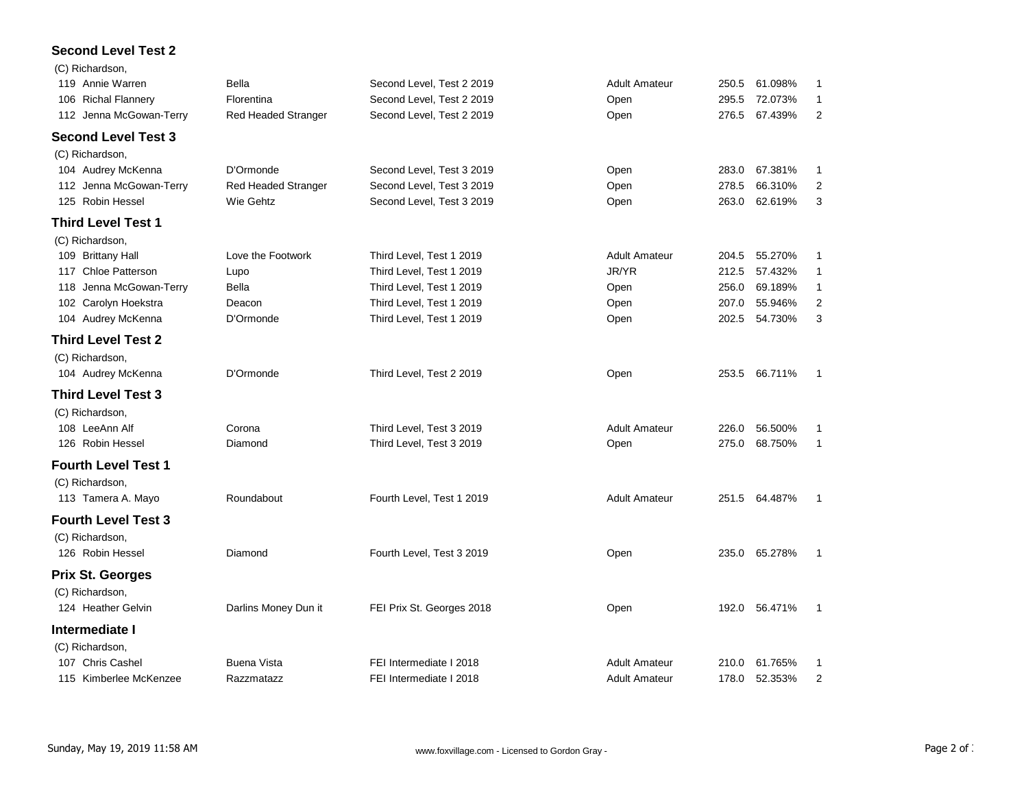## Second Level Test 2

(C) Richardson,

| No. | Rider | Horse | Test | Division | Score | Percent | Place |
|---|---|---|---|---|---|---|---|
| 119 | Annie Warren | Bella | Second Level, Test 2 2019 | Adult Amateur | 250.5 | 61.098% | 1 |
| 106 | Richal Flannery | Florentina | Second Level, Test 2 2019 | Open | 295.5 | 72.073% | 1 |
| 112 | Jenna McGowan-Terry | Red Headed Stranger | Second Level, Test 2 2019 | Open | 276.5 | 67.439% | 2 |

## Second Level Test 3

(C) Richardson,

| No. | Rider | Horse | Test | Division | Score | Percent | Place |
|---|---|---|---|---|---|---|---|
| 104 | Audrey McKenna | D'Ormonde | Second Level, Test 3 2019 | Open | 283.0 | 67.381% | 1 |
| 112 | Jenna McGowan-Terry | Red Headed Stranger | Second Level, Test 3 2019 | Open | 278.5 | 66.310% | 2 |
| 125 | Robin Hessel | Wie Gehtz | Second Level, Test 3 2019 | Open | 263.0 | 62.619% | 3 |

## Third Level Test 1

(C) Richardson,

| No. | Rider | Horse | Test | Division | Score | Percent | Place |
|---|---|---|---|---|---|---|---|
| 109 | Brittany Hall | Love the Footwork | Third Level, Test 1 2019 | Adult Amateur | 204.5 | 55.270% | 1 |
| 117 | Chloe Patterson | Lupo | Third Level, Test 1 2019 | JR/YR | 212.5 | 57.432% | 1 |
| 118 | Jenna McGowan-Terry | Bella | Third Level, Test 1 2019 | Open | 256.0 | 69.189% | 1 |
| 102 | Carolyn Hoekstra | Deacon | Third Level, Test 1 2019 | Open | 207.0 | 55.946% | 2 |
| 104 | Audrey McKenna | D'Ormonde | Third Level, Test 1 2019 | Open | 202.5 | 54.730% | 3 |

## Third Level Test 2

(C) Richardson,

| No. | Rider | Horse | Test | Division | Score | Percent | Place |
|---|---|---|---|---|---|---|---|
| 104 | Audrey McKenna | D'Ormonde | Third Level, Test 2 2019 | Open | 253.5 | 66.711% | 1 |

## Third Level Test 3

(C) Richardson,

| No. | Rider | Horse | Test | Division | Score | Percent | Place |
|---|---|---|---|---|---|---|---|
| 108 | LeeAnn Alf | Corona | Third Level, Test 3 2019 | Adult Amateur | 226.0 | 56.500% | 1 |
| 126 | Robin Hessel | Diamond | Third Level, Test 3 2019 | Open | 275.0 | 68.750% | 1 |

## Fourth Level Test 1

(C) Richardson,

| No. | Rider | Horse | Test | Division | Score | Percent | Place |
|---|---|---|---|---|---|---|---|
| 113 | Tamera A. Mayo | Roundabout | Fourth Level, Test 1 2019 | Adult Amateur | 251.5 | 64.487% | 1 |

## Fourth Level Test 3

(C) Richardson,

| No. | Rider | Horse | Test | Division | Score | Percent | Place |
|---|---|---|---|---|---|---|---|
| 126 | Robin Hessel | Diamond | Fourth Level, Test 3 2019 | Open | 235.0 | 65.278% | 1 |

## Prix St. Georges

(C) Richardson,

| No. | Rider | Horse | Test | Division | Score | Percent | Place |
|---|---|---|---|---|---|---|---|
| 124 | Heather Gelvin | Darlins Money Dun it | FEI Prix St. Georges 2018 | Open | 192.0 | 56.471% | 1 |

## Intermediate I

(C) Richardson,

| No. | Rider | Horse | Test | Division | Score | Percent | Place |
|---|---|---|---|---|---|---|---|
| 107 | Chris Cashel | Buena Vista | FEI Intermediate I 2018 | Adult Amateur | 210.0 | 61.765% | 1 |
| 115 | Kimberlee McKenzee | Razzmatazz | FEI Intermediate I 2018 | Adult Amateur | 178.0 | 52.353% | 2 |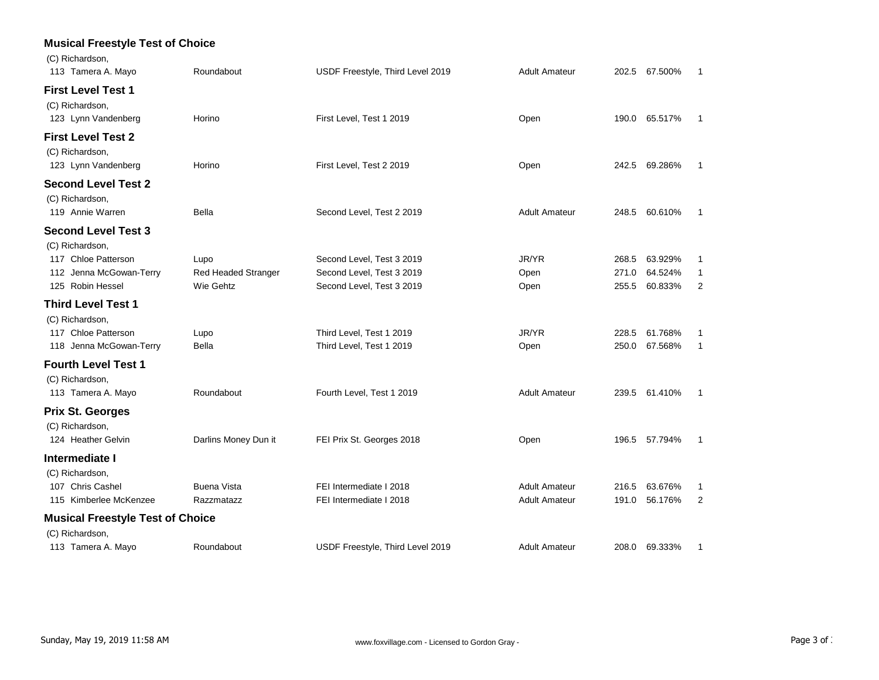## Musical Freestyle Test of Choice

(C) Richardson,

| | | | | | | |
|---|---|---|---|---|---|---|
| 113 Tamera A. Mayo | Roundabout | USDF Freestyle, Third Level 2019 | Adult Amateur | 202.5 | 67.500% | 1 |

## First Level Test 1

(C) Richardson,

| | | | | | | |
|---|---|---|---|---|---|---|
| 123 Lynn Vandenberg | Horino | First Level, Test 1 2019 | Open | 190.0 | 65.517% | 1 |

## First Level Test 2

(C) Richardson,

| | | | | | | |
|---|---|---|---|---|---|---|
| 123 Lynn Vandenberg | Horino | First Level, Test 2 2019 | Open | 242.5 | 69.286% | 1 |

## Second Level Test 2

(C) Richardson,

| | | | | | | |
|---|---|---|---|---|---|---|
| 119 Annie Warren | Bella | Second Level, Test 2 2019 | Adult Amateur | 248.5 | 60.610% | 1 |

## Second Level Test 3

(C) Richardson,

| | | | | | | |
|---|---|---|---|---|---|---|
| 117 Chloe Patterson | Lupo | Second Level, Test 3 2019 | JR/YR | 268.5 | 63.929% | 1 |
| 112 Jenna McGowan-Terry | Red Headed Stranger | Second Level, Test 3 2019 | Open | 271.0 | 64.524% | 1 |
| 125 Robin Hessel | Wie Gehtz | Second Level, Test 3 2019 | Open | 255.5 | 60.833% | 2 |

## Third Level Test 1

(C) Richardson,

| | | | | | | |
|---|---|---|---|---|---|---|
| 117 Chloe Patterson | Lupo | Third Level, Test 1 2019 | JR/YR | 228.5 | 61.768% | 1 |
| 118 Jenna McGowan-Terry | Bella | Third Level, Test 1 2019 | Open | 250.0 | 67.568% | 1 |

## Fourth Level Test 1

(C) Richardson,

| | | | | | | |
|---|---|---|---|---|---|---|
| 113 Tamera A. Mayo | Roundabout | Fourth Level, Test 1 2019 | Adult Amateur | 239.5 | 61.410% | 1 |

## Prix St. Georges

(C) Richardson,

| | | | | | | |
|---|---|---|---|---|---|---|
| 124 Heather Gelvin | Darlins Money Dun it | FEI Prix St. Georges 2018 | Open | 196.5 | 57.794% | 1 |

## Intermediate I

(C) Richardson,

| | | | | | | |
|---|---|---|---|---|---|---|
| 107 Chris Cashel | Buena Vista | FEI Intermediate I 2018 | Adult Amateur | 216.5 | 63.676% | 1 |
| 115 Kimberlee McKenzee | Razzmatazz | FEI Intermediate I 2018 | Adult Amateur | 191.0 | 56.176% | 2 |

## Musical Freestyle Test of Choice

(C) Richardson,

| | | | | | | |
|---|---|---|---|---|---|---|
| 113 Tamera A. Mayo | Roundabout | USDF Freestyle, Third Level 2019 | Adult Amateur | 208.0 | 69.333% | 1 |

Sunday, May 19, 2019 11:58 AM

www.foxvillage.com - Licensed to Gordon Gray -